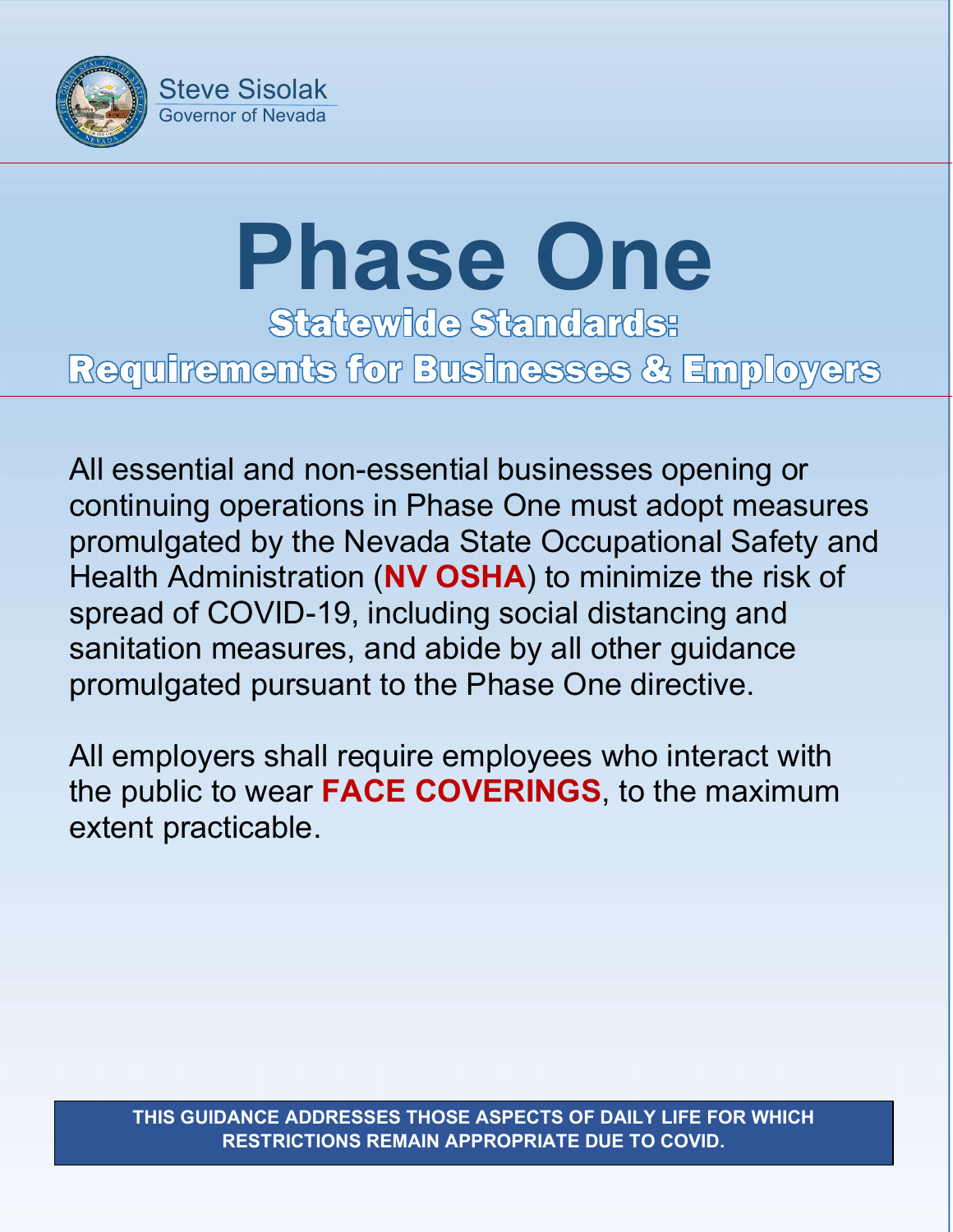Steve Sisolak
Governor of Nevada

# Phase One

## Statewide Standards:
## Requirements for Businesses & Employers

All essential and non-essential businesses opening or continuing operations in Phase One must adopt measures promulgated by the Nevada State Occupational Safety and Health Administration (**NV OSHA**) to minimize the risk of spread of COVID-19, including social distancing and sanitation measures, and abide by all other guidance promulgated pursuant to the Phase One directive.

All employers shall require employees who interact with the public to wear **FACE COVERINGS**, to the maximum extent practicable.

**THIS GUIDANCE ADDRESSES THOSE ASPECTS OF DAILY LIFE FOR WHICH RESTRICTIONS REMAIN APPROPRIATE DUE TO COVID.**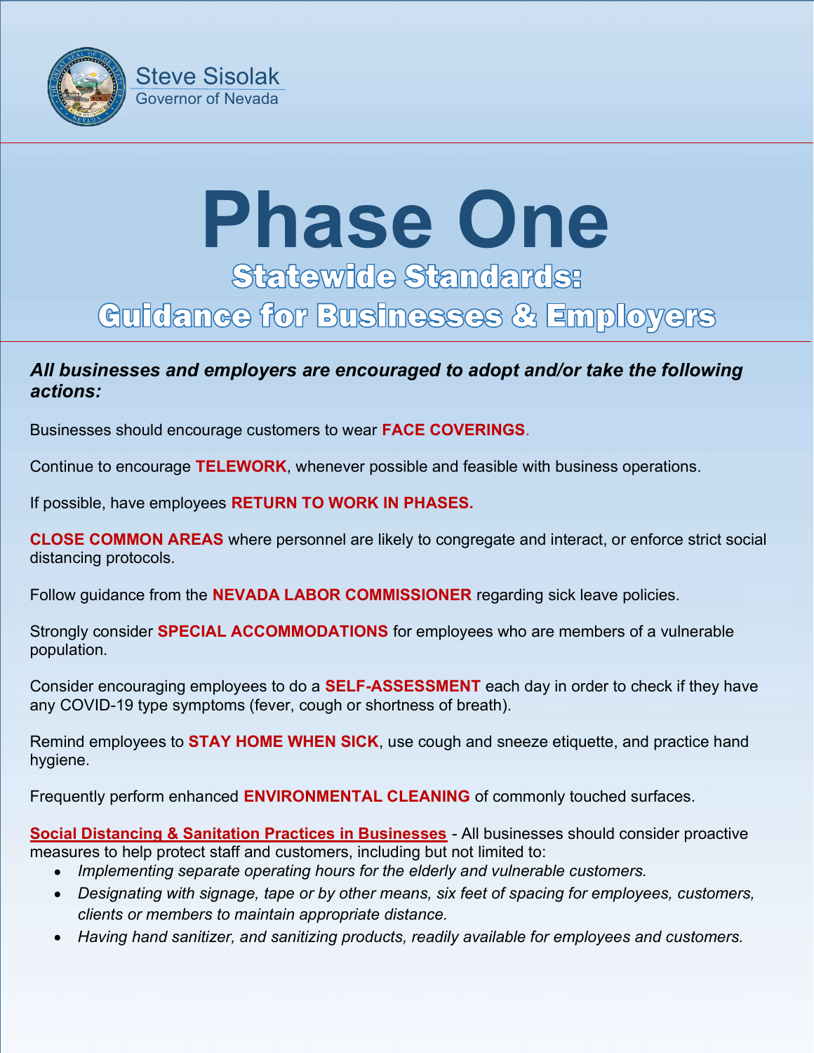Steve Sisolak
Governor of Nevada

# Phase One

## Statewide Standards: Guidance for Businesses & Employers

***All businesses and employers are encouraged to adopt and/or take the following actions:***

Businesses should encourage customers to wear **FACE COVERINGS**.

Continue to encourage **TELEWORK**, whenever possible and feasible with business operations.

If possible, have employees **RETURN TO WORK IN PHASES.**

**CLOSE COMMON AREAS** where personnel are likely to congregate and interact, or enforce strict social distancing protocols.

Follow guidance from the **NEVADA LABOR COMMISSIONER** regarding sick leave policies.

Strongly consider **SPECIAL ACCOMMODATIONS** for employees who are members of a vulnerable population.

Consider encouraging employees to do a **SELF-ASSESSMENT** each day in order to check if they have any COVID-19 type symptoms (fever, cough or shortness of breath).

Remind employees to **STAY HOME WHEN SICK**, use cough and sneeze etiquette, and practice hand hygiene.

Frequently perform enhanced **ENVIRONMENTAL CLEANING** of commonly touched surfaces.

**Social Distancing & Sanitation Practices in Businesses** - All businesses should consider proactive measures to help protect staff and customers, including but not limited to:

- *Implementing separate operating hours for the elderly and vulnerable customers.*
- *Designating with signage, tape or by other means, six feet of spacing for employees, customers, clients or members to maintain appropriate distance.*
- *Having hand sanitizer, and sanitizing products, readily available for employees and customers.*